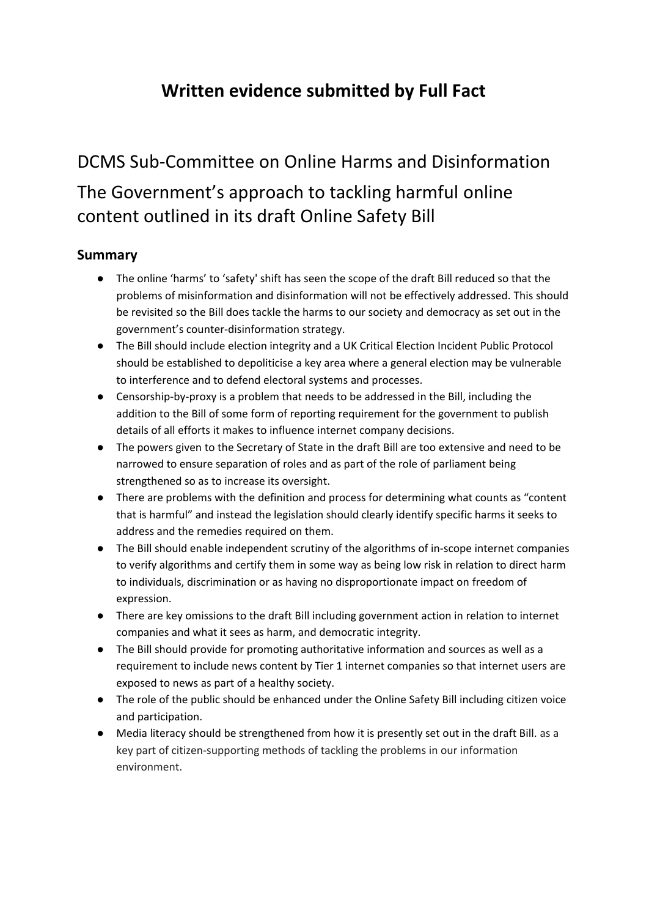# Written evidence submitted by Full Fact

## DCMS Sub-Committee on Online Harms and Disinformation

## The Government's approach to tackling harmful online content outlined in its draft Online Safety Bill

### Summary

- The online 'harms' to 'safety' shift has seen the scope of the draft Bill reduced so that the problems of misinformation and disinformation will not be effectively addressed. This should be revisited so the Bill does tackle the harms to our society and democracy as set out in the government's counter-disinformation strategy.
- The Bill should include election integrity and a UK Critical Election Incident Public Protocol should be established to depoliticise a key area where a general election may be vulnerable to interference and to defend electoral systems and processes.
- Censorship-by-proxy is a problem that needs to be addressed in the Bill, including the addition to the Bill of some form of reporting requirement for the government to publish details of all efforts it makes to influence internet company decisions.
- The powers given to the Secretary of State in the draft Bill are too extensive and need to be narrowed to ensure separation of roles and as part of the role of parliament being strengthened so as to increase its oversight.
- There are problems with the definition and process for determining what counts as "content that is harmful" and instead the legislation should clearly identify specific harms it seeks to address and the remedies required on them.
- The Bill should enable independent scrutiny of the algorithms of in-scope internet companies to verify algorithms and certify them in some way as being low risk in relation to direct harm to individuals, discrimination or as having no disproportionate impact on freedom of expression.
- There are key omissions to the draft Bill including government action in relation to internet companies and what it sees as harm, and democratic integrity.
- The Bill should provide for promoting authoritative information and sources as well as a requirement to include news content by Tier 1 internet companies so that internet users are exposed to news as part of a healthy society.
- The role of the public should be enhanced under the Online Safety Bill including citizen voice and participation.
- Media literacy should be strengthened from how it is presently set out in the draft Bill. as a key part of citizen-supporting methods of tackling the problems in our information environment.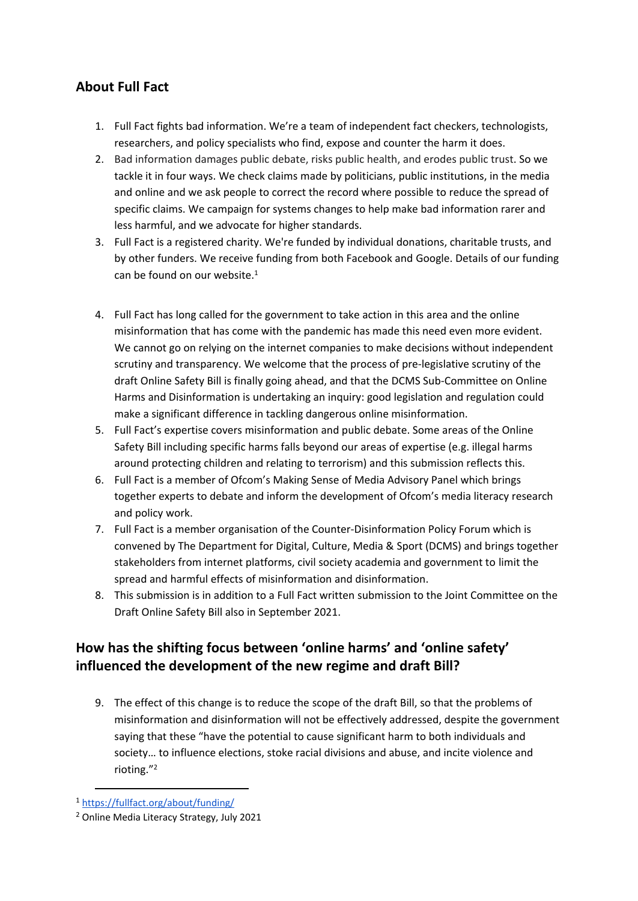## About Full Fact

1. Full Fact fights bad information. We're a team of independent fact checkers, technologists, researchers, and policy specialists who find, expose and counter the harm it does.
2. Bad information damages public debate, risks public health, and erodes public trust. So we tackle it in four ways. We check claims made by politicians, public institutions, in the media and online and we ask people to correct the record where possible to reduce the spread of specific claims. We campaign for systems changes to help make bad information rarer and less harmful, and we advocate for higher standards.
3. Full Fact is a registered charity. We're funded by individual donations, charitable trusts, and by other funders. We receive funding from both Facebook and Google. Details of our funding can be found on our website.[1]
4. Full Fact has long called for the government to take action in this area and the online misinformation that has come with the pandemic has made this need even more evident. We cannot go on relying on the internet companies to make decisions without independent scrutiny and transparency. We welcome that the process of pre-legislative scrutiny of the draft Online Safety Bill is finally going ahead, and that the DCMS Sub-Committee on Online Harms and Disinformation is undertaking an inquiry: good legislation and regulation could make a significant difference in tackling dangerous online misinformation.
5. Full Fact's expertise covers misinformation and public debate. Some areas of the Online Safety Bill including specific harms falls beyond our areas of expertise (e.g. illegal harms around protecting children and relating to terrorism) and this submission reflects this.
6. Full Fact is a member of Ofcom's Making Sense of Media Advisory Panel which brings together experts to debate and inform the development of Ofcom's media literacy research and policy work.
7. Full Fact is a member organisation of the Counter-Disinformation Policy Forum which is convened by The Department for Digital, Culture, Media & Sport (DCMS) and brings together stakeholders from internet platforms, civil society academia and government to limit the spread and harmful effects of misinformation and disinformation.
8. This submission is in addition to a Full Fact written submission to the Joint Committee on the Draft Online Safety Bill also in September 2021.

## How has the shifting focus between 'online harms' and 'online safety' influenced the development of the new regime and draft Bill?

9. The effect of this change is to reduce the scope of the draft Bill, so that the problems of misinformation and disinformation will not be effectively addressed, despite the government saying that these "have the potential to cause significant harm to both individuals and society… to influence elections, stoke racial divisions and abuse, and incite violence and rioting."[2]

---

[1] https://fullfact.org/about/funding/

[2] Online Media Literacy Strategy, July 2021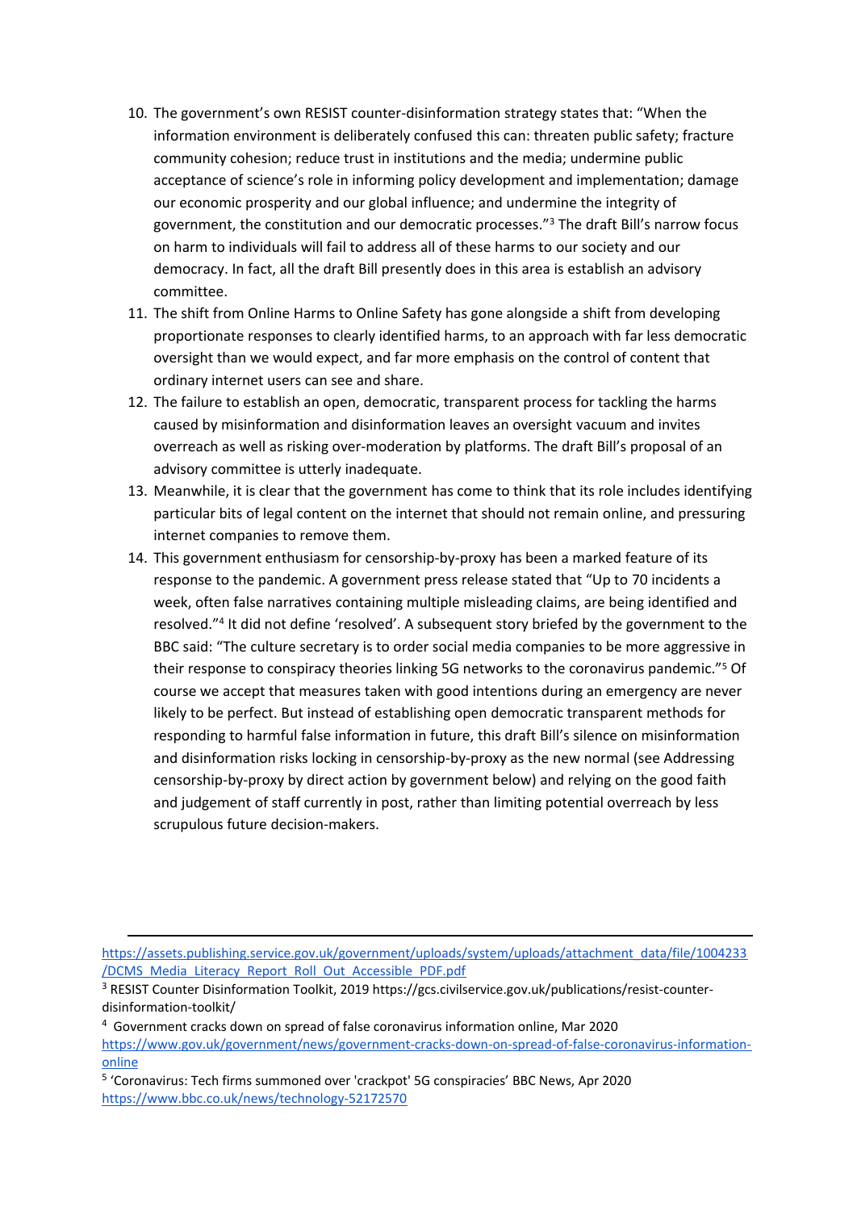10. The government's own RESIST counter-disinformation strategy states that: "When the information environment is deliberately confused this can: threaten public safety; fracture community cohesion; reduce trust in institutions and the media; undermine public acceptance of science's role in informing policy development and implementation; damage our economic prosperity and our global influence; and undermine the integrity of government, the constitution and our democratic processes."[3] The draft Bill's narrow focus on harm to individuals will fail to address all of these harms to our society and our democracy. In fact, all the draft Bill presently does in this area is establish an advisory committee.
11. The shift from Online Harms to Online Safety has gone alongside a shift from developing proportionate responses to clearly identified harms, to an approach with far less democratic oversight than we would expect, and far more emphasis on the control of content that ordinary internet users can see and share.
12. The failure to establish an open, democratic, transparent process for tackling the harms caused by misinformation and disinformation leaves an oversight vacuum and invites overreach as well as risking over-moderation by platforms. The draft Bill's proposal of an advisory committee is utterly inadequate.
13. Meanwhile, it is clear that the government has come to think that its role includes identifying particular bits of legal content on the internet that should not remain online, and pressuring internet companies to remove them.
14. This government enthusiasm for censorship-by-proxy has been a marked feature of its response to the pandemic. A government press release stated that "Up to 70 incidents a week, often false narratives containing multiple misleading claims, are being identified and resolved."[4] It did not define 'resolved'. A subsequent story briefed by the government to the BBC said: "The culture secretary is to order social media companies to be more aggressive in their response to conspiracy theories linking 5G networks to the coronavirus pandemic."[5] Of course we accept that measures taken with good intentions during an emergency are never likely to be perfect. But instead of establishing open democratic transparent methods for responding to harmful false information in future, this draft Bill's silence on misinformation and disinformation risks locking in censorship-by-proxy as the new normal (see Addressing censorship-by-proxy by direct action by government below) and relying on the good faith and judgement of staff currently in post, rather than limiting potential overreach by less scrupulous future decision-makers.

---

https://assets.publishing.service.gov.uk/government/uploads/system/uploads/attachment_data/file/1004233/DCMS_Media_Literacy_Report_Roll_Out_Accessible_PDF.pdf

[3] RESIST Counter Disinformation Toolkit, 2019 https://gcs.civilservice.gov.uk/publications/resist-counter-disinformation-toolkit/

[4] Government cracks down on spread of false coronavirus information online, Mar 2020 https://www.gov.uk/government/news/government-cracks-down-on-spread-of-false-coronavirus-information-online

[5] 'Coronavirus: Tech firms summoned over 'crackpot' 5G conspiracies' BBC News, Apr 2020 https://www.bbc.co.uk/news/technology-52172570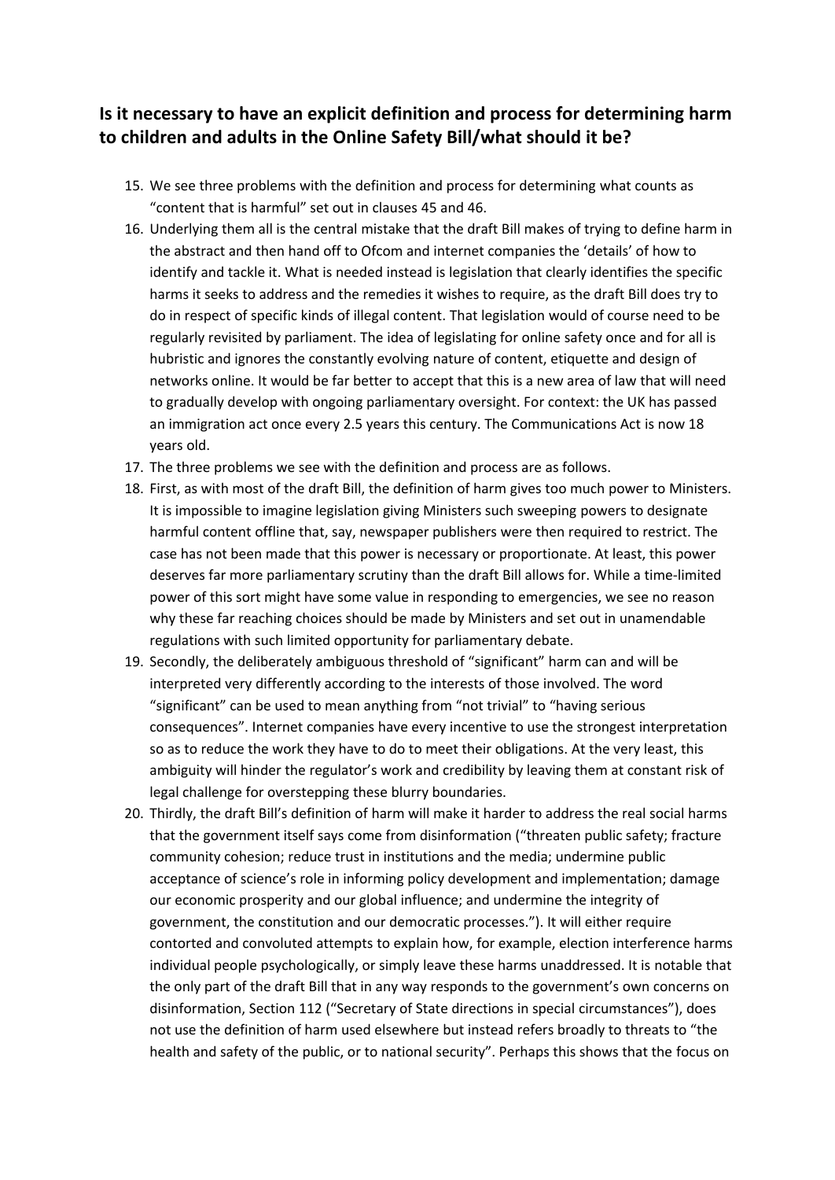## Is it necessary to have an explicit definition and process for determining harm to children and adults in the Online Safety Bill/what should it be?

15. We see three problems with the definition and process for determining what counts as "content that is harmful" set out in clauses 45 and 46.
16. Underlying them all is the central mistake that the draft Bill makes of trying to define harm in the abstract and then hand off to Ofcom and internet companies the 'details' of how to identify and tackle it. What is needed instead is legislation that clearly identifies the specific harms it seeks to address and the remedies it wishes to require, as the draft Bill does try to do in respect of specific kinds of illegal content. That legislation would of course need to be regularly revisited by parliament. The idea of legislating for online safety once and for all is hubristic and ignores the constantly evolving nature of content, etiquette and design of networks online. It would be far better to accept that this is a new area of law that will need to gradually develop with ongoing parliamentary oversight. For context: the UK has passed an immigration act once every 2.5 years this century. The Communications Act is now 18 years old.
17. The three problems we see with the definition and process are as follows.
18. First, as with most of the draft Bill, the definition of harm gives too much power to Ministers. It is impossible to imagine legislation giving Ministers such sweeping powers to designate harmful content offline that, say, newspaper publishers were then required to restrict. The case has not been made that this power is necessary or proportionate. At least, this power deserves far more parliamentary scrutiny than the draft Bill allows for. While a time-limited power of this sort might have some value in responding to emergencies, we see no reason why these far reaching choices should be made by Ministers and set out in unamendable regulations with such limited opportunity for parliamentary debate.
19. Secondly, the deliberately ambiguous threshold of "significant" harm can and will be interpreted very differently according to the interests of those involved. The word "significant" can be used to mean anything from "not trivial" to "having serious consequences". Internet companies have every incentive to use the strongest interpretation so as to reduce the work they have to do to meet their obligations. At the very least, this ambiguity will hinder the regulator's work and credibility by leaving them at constant risk of legal challenge for overstepping these blurry boundaries.
20. Thirdly, the draft Bill's definition of harm will make it harder to address the real social harms that the government itself says come from disinformation ("threaten public safety; fracture community cohesion; reduce trust in institutions and the media; undermine public acceptance of science's role in informing policy development and implementation; damage our economic prosperity and our global influence; and undermine the integrity of government, the constitution and our democratic processes."). It will either require contorted and convoluted attempts to explain how, for example, election interference harms individual people psychologically, or simply leave these harms unaddressed. It is notable that the only part of the draft Bill that in any way responds to the government's own concerns on disinformation, Section 112 ("Secretary of State directions in special circumstances"), does not use the definition of harm used elsewhere but instead refers broadly to threats to "the health and safety of the public, or to national security". Perhaps this shows that the focus on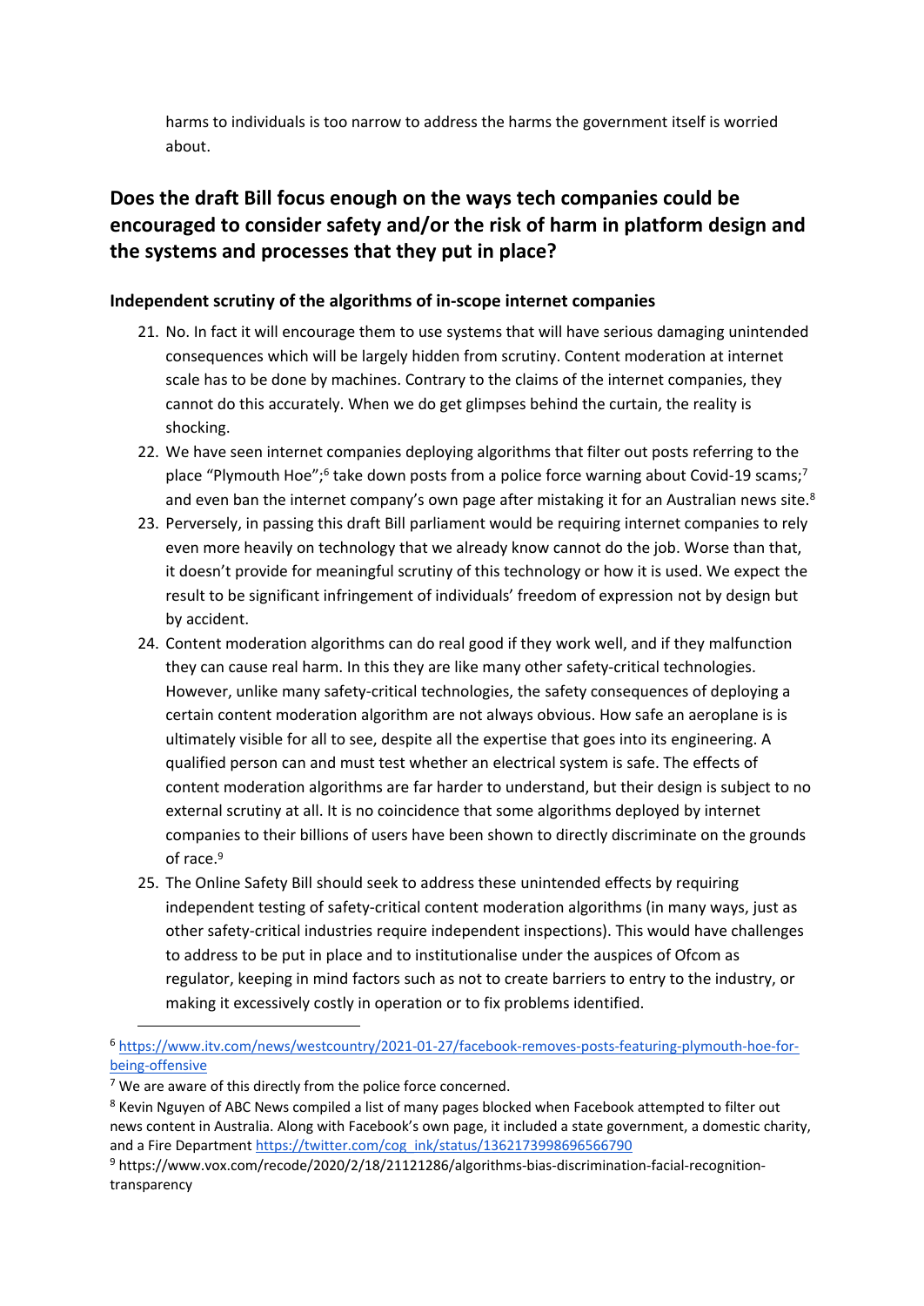harms to individuals is too narrow to address the harms the government itself is worried about.

## Does the draft Bill focus enough on the ways tech companies could be encouraged to consider safety and/or the risk of harm in platform design and the systems and processes that they put in place?

### Independent scrutiny of the algorithms of in-scope internet companies

21. No. In fact it will encourage them to use systems that will have serious damaging unintended consequences which will be largely hidden from scrutiny. Content moderation at internet scale has to be done by machines. Contrary to the claims of the internet companies, they cannot do this accurately. When we do get glimpses behind the curtain, the reality is shocking.
22. We have seen internet companies deploying algorithms that filter out posts referring to the place "Plymouth Hoe";[6] take down posts from a police force warning about Covid-19 scams;[7] and even ban the internet company's own page after mistaking it for an Australian news site.[8]
23. Perversely, in passing this draft Bill parliament would be requiring internet companies to rely even more heavily on technology that we already know cannot do the job. Worse than that, it doesn't provide for meaningful scrutiny of this technology or how it is used. We expect the result to be significant infringement of individuals' freedom of expression not by design but by accident.
24. Content moderation algorithms can do real good if they work well, and if they malfunction they can cause real harm. In this they are like many other safety-critical technologies. However, unlike many safety-critical technologies, the safety consequences of deploying a certain content moderation algorithm are not always obvious. How safe an aeroplane is is ultimately visible for all to see, despite all the expertise that goes into its engineering. A qualified person can and must test whether an electrical system is safe. The effects of content moderation algorithms are far harder to understand, but their design is subject to no external scrutiny at all. It is no coincidence that some algorithms deployed by internet companies to their billions of users have been shown to directly discriminate on the grounds of race.[9]
25. The Online Safety Bill should seek to address these unintended effects by requiring independent testing of safety-critical content moderation algorithms (in many ways, just as other safety-critical industries require independent inspections). This would have challenges to address to be put in place and to institutionalise under the auspices of Ofcom as regulator, keeping in mind factors such as not to create barriers to entry to the industry, or making it excessively costly in operation or to fix problems identified.

---

[6] https://www.itv.com/news/westcountry/2021-01-27/facebook-removes-posts-featuring-plymouth-hoe-for-being-offensive

[7] We are aware of this directly from the police force concerned.

[8] Kevin Nguyen of ABC News compiled a list of many pages blocked when Facebook attempted to filter out news content in Australia. Along with Facebook's own page, it included a state government, a domestic charity, and a Fire Department https://twitter.com/cog_ink/status/1362173998696566790

[9] https://www.vox.com/recode/2020/2/18/21121286/algorithms-bias-discrimination-facial-recognition-transparency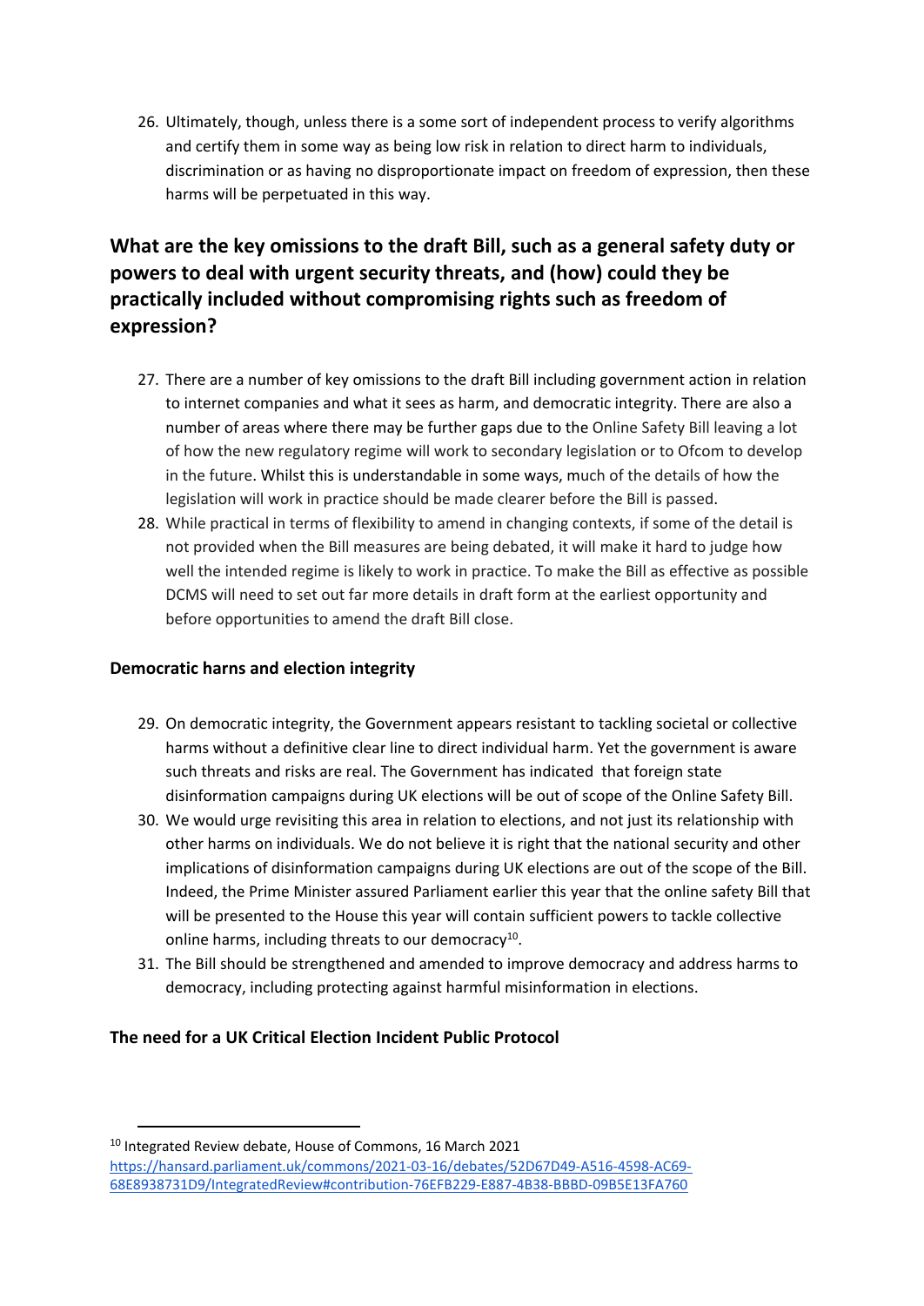26. Ultimately, though, unless there is a some sort of independent process to verify algorithms and certify them in some way as being low risk in relation to direct harm to individuals, discrimination or as having no disproportionate impact on freedom of expression, then these harms will be perpetuated in this way.

## What are the key omissions to the draft Bill, such as a general safety duty or powers to deal with urgent security threats, and (how) could they be practically included without compromising rights such as freedom of expression?

27. There are a number of key omissions to the draft Bill including government action in relation to internet companies and what it sees as harm, and democratic integrity. There are also a number of areas where there may be further gaps due to the Online Safety Bill leaving a lot of how the new regulatory regime will work to secondary legislation or to Ofcom to develop in the future. Whilst this is understandable in some ways, much of the details of how the legislation will work in practice should be made clearer before the Bill is passed.
28. While practical in terms of flexibility to amend in changing contexts, if some of the detail is not provided when the Bill measures are being debated, it will make it hard to judge how well the intended regime is likely to work in practice. To make the Bill as effective as possible DCMS will need to set out far more details in draft form at the earliest opportunity and before opportunities to amend the draft Bill close.

### Democratic harns and election integrity

29. On democratic integrity, the Government appears resistant to tackling societal or collective harms without a definitive clear line to direct individual harm. Yet the government is aware such threats and risks are real. The Government has indicated that foreign state disinformation campaigns during UK elections will be out of scope of the Online Safety Bill.
30. We would urge revisiting this area in relation to elections, and not just its relationship with other harms on individuals. We do not believe it is right that the national security and other implications of disinformation campaigns during UK elections are out of the scope of the Bill. Indeed, the Prime Minister assured Parliament earlier this year that the online safety Bill that will be presented to the House this year will contain sufficient powers to tackle collective online harms, including threats to our democracy[10].
31. The Bill should be strengthened and amended to improve democracy and address harms to democracy, including protecting against harmful misinformation in elections.

### The need for a UK Critical Election Incident Public Protocol

---

[10] Integrated Review debate, House of Commons, 16 March 2021 https://hansard.parliament.uk/commons/2021-03-16/debates/52D67D49-A516-4598-AC69-68E8938731D9/IntegratedReview#contribution-76EFB229-E887-4B38-BBBD-09B5E13FA760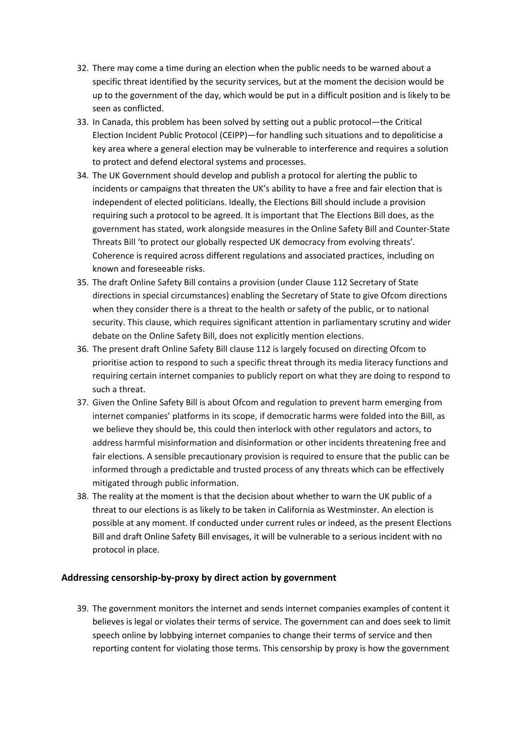32. There may come a time during an election when the public needs to be warned about a specific threat identified by the security services, but at the moment the decision would be up to the government of the day, which would be put in a difficult position and is likely to be seen as conflicted.
33. In Canada, this problem has been solved by setting out a public protocol—the Critical Election Incident Public Protocol (CEIPP)—for handling such situations and to depoliticise a key area where a general election may be vulnerable to interference and requires a solution to protect and defend electoral systems and processes.
34. The UK Government should develop and publish a protocol for alerting the public to incidents or campaigns that threaten the UK's ability to have a free and fair election that is independent of elected politicians. Ideally, the Elections Bill should include a provision requiring such a protocol to be agreed. It is important that The Elections Bill does, as the government has stated, work alongside measures in the Online Safety Bill and Counter-State Threats Bill 'to protect our globally respected UK democracy from evolving threats'. Coherence is required across different regulations and associated practices, including on known and foreseeable risks.
35. The draft Online Safety Bill contains a provision (under Clause 112 Secretary of State directions in special circumstances) enabling the Secretary of State to give Ofcom directions when they consider there is a threat to the health or safety of the public, or to national security. This clause, which requires significant attention in parliamentary scrutiny and wider debate on the Online Safety Bill, does not explicitly mention elections.
36. The present draft Online Safety Bill clause 112 is largely focused on directing Ofcom to prioritise action to respond to such a specific threat through its media literacy functions and requiring certain internet companies to publicly report on what they are doing to respond to such a threat.
37. Given the Online Safety Bill is about Ofcom and regulation to prevent harm emerging from internet companies' platforms in its scope, if democratic harms were folded into the Bill, as we believe they should be, this could then interlock with other regulators and actors, to address harmful misinformation and disinformation or other incidents threatening free and fair elections. A sensible precautionary provision is required to ensure that the public can be informed through a predictable and trusted process of any threats which can be effectively mitigated through public information.
38. The reality at the moment is that the decision about whether to warn the UK public of a threat to our elections is as likely to be taken in California as Westminster. An election is possible at any moment. If conducted under current rules or indeed, as the present Elections Bill and draft Online Safety Bill envisages, it will be vulnerable to a serious incident with no protocol in place.

## Addressing censorship-by-proxy by direct action by government

39. The government monitors the internet and sends internet companies examples of content it believes is legal or violates their terms of service. The government can and does seek to limit speech online by lobbying internet companies to change their terms of service and then reporting content for violating those terms. This censorship by proxy is how the government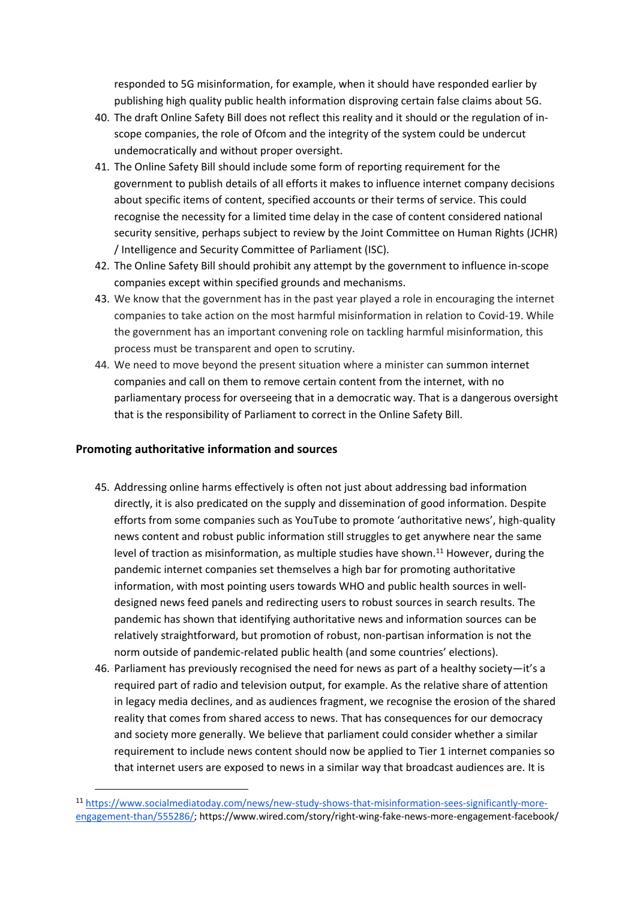responded to 5G misinformation, for example, when it should have responded earlier by publishing high quality public health information disproving certain false claims about 5G.

40. The draft Online Safety Bill does not reflect this reality and it should or the regulation of in-scope companies, the role of Ofcom and the integrity of the system could be undercut undemocratically and without proper oversight.
41. The Online Safety Bill should include some form of reporting requirement for the government to publish details of all efforts it makes to influence internet company decisions about specific items of content, specified accounts or their terms of service. This could recognise the necessity for a limited time delay in the case of content considered national security sensitive, perhaps subject to review by the Joint Committee on Human Rights (JCHR) / Intelligence and Security Committee of Parliament (ISC).
42. The Online Safety Bill should prohibit any attempt by the government to influence in-scope companies except within specified grounds and mechanisms.
43. We know that the government has in the past year played a role in encouraging the internet companies to take action on the most harmful misinformation in relation to Covid-19. While the government has an important convening role on tackling harmful misinformation, this process must be transparent and open to scrutiny.
44. We need to move beyond the present situation where a minister can summon internet companies and call on them to remove certain content from the internet, with no parliamentary process for overseeing that in a democratic way. That is a dangerous oversight that is the responsibility of Parliament to correct in the Online Safety Bill.

## Promoting authoritative information and sources

45. Addressing online harms effectively is often not just about addressing bad information directly, it is also predicated on the supply and dissemination of good information. Despite efforts from some companies such as YouTube to promote 'authoritative news', high-quality news content and robust public information still struggles to get anywhere near the same level of traction as misinformation, as multiple studies have shown.[11] However, during the pandemic internet companies set themselves a high bar for promoting authoritative information, with most pointing users towards WHO and public health sources in well-designed news feed panels and redirecting users to robust sources in search results. The pandemic has shown that identifying authoritative news and information sources can be relatively straightforward, but promotion of robust, non-partisan information is not the norm outside of pandemic-related public health (and some countries' elections).
46. Parliament has previously recognised the need for news as part of a healthy society—it's a required part of radio and television output, for example. As the relative share of attention in legacy media declines, and as audiences fragment, we recognise the erosion of the shared reality that comes from shared access to news. That has consequences for our democracy and society more generally. We believe that parliament could consider whether a similar requirement to include news content should now be applied to Tier 1 internet companies so that internet users are exposed to news in a similar way that broadcast audiences are. It is

[11] https://www.socialmediatoday.com/news/new-study-shows-that-misinformation-sees-significantly-more-engagement-than/555286/; https://www.wired.com/story/right-wing-fake-news-more-engagement-facebook/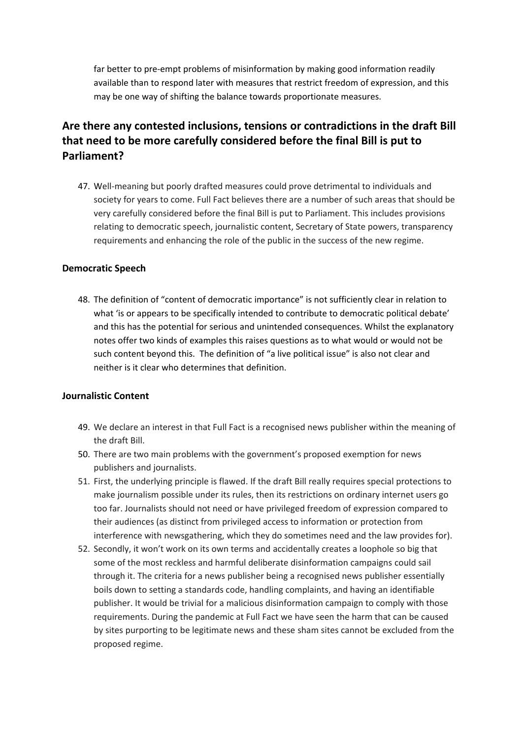far better to pre-empt problems of misinformation by making good information readily available than to respond later with measures that restrict freedom of expression, and this may be one way of shifting the balance towards proportionate measures.

## Are there any contested inclusions, tensions or contradictions in the draft Bill that need to be more carefully considered before the final Bill is put to Parliament?

47. Well-meaning but poorly drafted measures could prove detrimental to individuals and society for years to come. Full Fact believes there are a number of such areas that should be very carefully considered before the final Bill is put to Parliament. This includes provisions relating to democratic speech, journalistic content, Secretary of State powers, transparency requirements and enhancing the role of the public in the success of the new regime.

### Democratic Speech

48. The definition of "content of democratic importance" is not sufficiently clear in relation to what 'is or appears to be specifically intended to contribute to democratic political debate' and this has the potential for serious and unintended consequences. Whilst the explanatory notes offer two kinds of examples this raises questions as to what would or would not be such content beyond this. The definition of "a live political issue" is also not clear and neither is it clear who determines that definition.

### Journalistic Content

49. We declare an interest in that Full Fact is a recognised news publisher within the meaning of the draft Bill.
50. There are two main problems with the government's proposed exemption for news publishers and journalists.
51. First, the underlying principle is flawed. If the draft Bill really requires special protections to make journalism possible under its rules, then its restrictions on ordinary internet users go too far. Journalists should not need or have privileged freedom of expression compared to their audiences (as distinct from privileged access to information or protection from interference with newsgathering, which they do sometimes need and the law provides for).
52. Secondly, it won't work on its own terms and accidentally creates a loophole so big that some of the most reckless and harmful deliberate disinformation campaigns could sail through it. The criteria for a news publisher being a recognised news publisher essentially boils down to setting a standards code, handling complaints, and having an identifiable publisher. It would be trivial for a malicious disinformation campaign to comply with those requirements. During the pandemic at Full Fact we have seen the harm that can be caused by sites purporting to be legitimate news and these sham sites cannot be excluded from the proposed regime.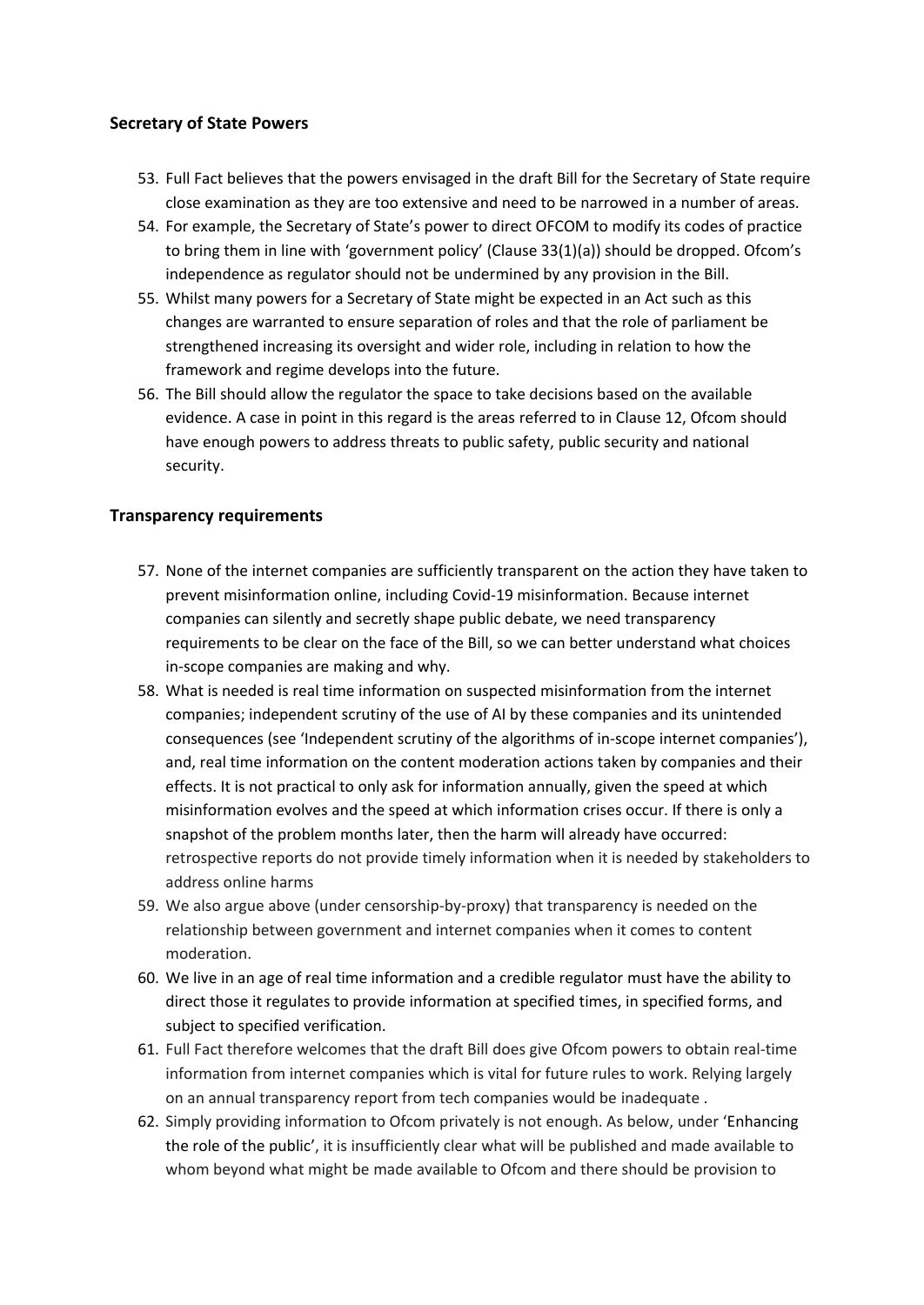### **Secretary of State Powers**

53. Full Fact believes that the powers envisaged in the draft Bill for the Secretary of State require close examination as they are too extensive and need to be narrowed in a number of areas.
54. For example, the Secretary of State's power to direct OFCOM to modify its codes of practice to bring them in line with 'government policy' (Clause 33(1)(a)) should be dropped. Ofcom's independence as regulator should not be undermined by any provision in the Bill.
55. Whilst many powers for a Secretary of State might be expected in an Act such as this changes are warranted to ensure separation of roles and that the role of parliament be strengthened increasing its oversight and wider role, including in relation to how the framework and regime develops into the future.
56. The Bill should allow the regulator the space to take decisions based on the available evidence. A case in point in this regard is the areas referred to in Clause 12, Ofcom should have enough powers to address threats to public safety, public security and national security.

### **Transparency requirements**

57. None of the internet companies are sufficiently transparent on the action they have taken to prevent misinformation online, including Covid-19 misinformation. Because internet companies can silently and secretly shape public debate, we need transparency requirements to be clear on the face of the Bill, so we can better understand what choices in-scope companies are making and why.
58. What is needed is real time information on suspected misinformation from the internet companies; independent scrutiny of the use of AI by these companies and its unintended consequences (see 'Independent scrutiny of the algorithms of in-scope internet companies'), and, real time information on the content moderation actions taken by companies and their effects. It is not practical to only ask for information annually, given the speed at which misinformation evolves and the speed at which information crises occur. If there is only a snapshot of the problem months later, then the harm will already have occurred: retrospective reports do not provide timely information when it is needed by stakeholders to address online harms
59. We also argue above (under censorship-by-proxy) that transparency is needed on the relationship between government and internet companies when it comes to content moderation.
60. We live in an age of real time information and a credible regulator must have the ability to direct those it regulates to provide information at specified times, in specified forms, and subject to specified verification.
61. Full Fact therefore welcomes that the draft Bill does give Ofcom powers to obtain real-time information from internet companies which is vital for future rules to work. Relying largely on an annual transparency report from tech companies would be inadequate .
62. Simply providing information to Ofcom privately is not enough. As below, under 'Enhancing the role of the public', it is insufficiently clear what will be published and made available to whom beyond what might be made available to Ofcom and there should be provision to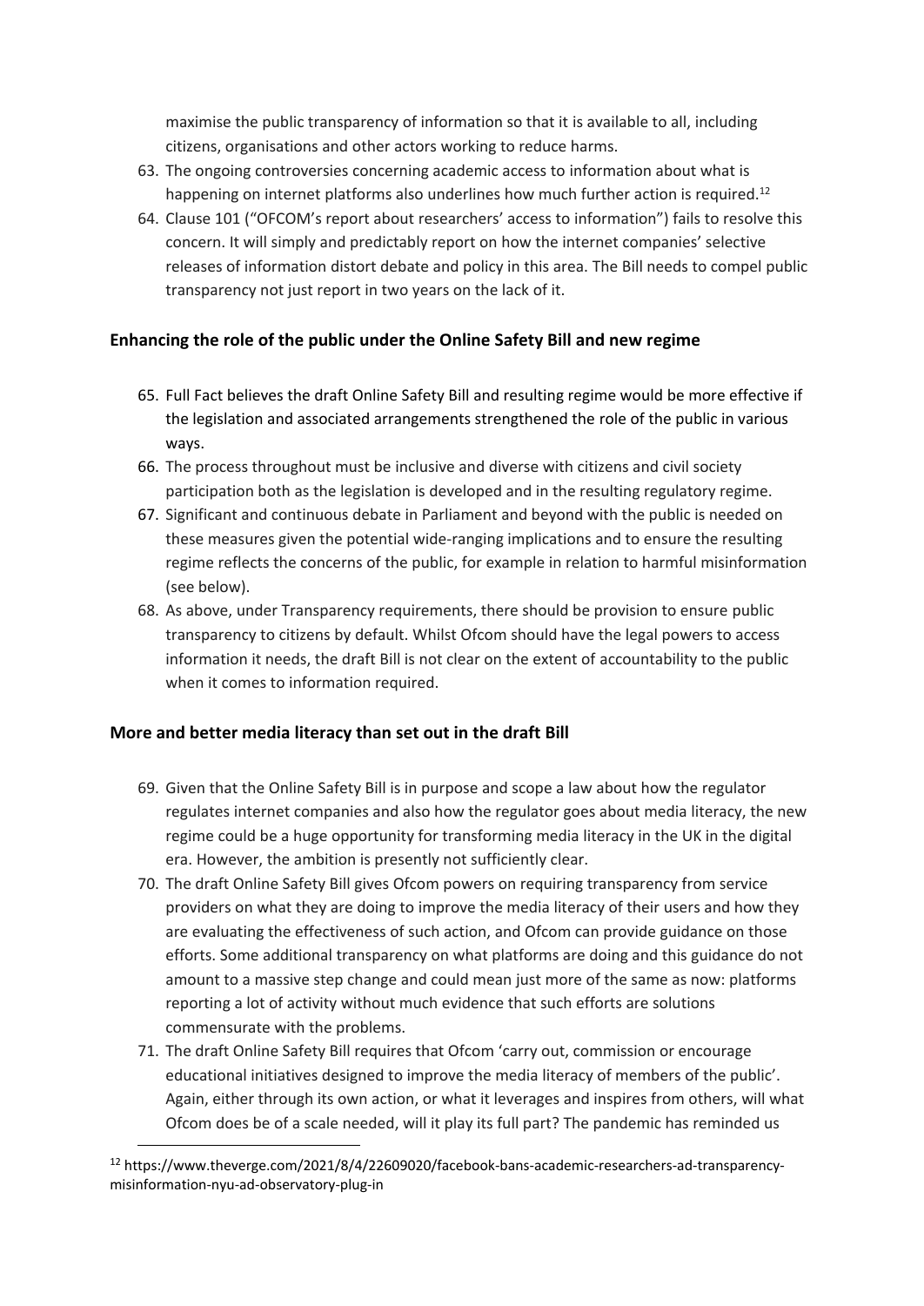maximise the public transparency of information so that it is available to all, including citizens, organisations and other actors working to reduce harms.

63. The ongoing controversies concerning academic access to information about what is happening on internet platforms also underlines how much further action is required.[12]
64. Clause 101 ("OFCOM's report about researchers' access to information") fails to resolve this concern. It will simply and predictably report on how the internet companies' selective releases of information distort debate and policy in this area. The Bill needs to compel public transparency not just report in two years on the lack of it.

**Enhancing the role of the public under the Online Safety Bill and new regime**

65. Full Fact believes the draft Online Safety Bill and resulting regime would be more effective if the legislation and associated arrangements strengthened the role of the public in various ways.
66. The process throughout must be inclusive and diverse with citizens and civil society participation both as the legislation is developed and in the resulting regulatory regime.
67. Significant and continuous debate in Parliament and beyond with the public is needed on these measures given the potential wide-ranging implications and to ensure the resulting regime reflects the concerns of the public, for example in relation to harmful misinformation (see below).
68. As above, under Transparency requirements, there should be provision to ensure public transparency to citizens by default. Whilst Ofcom should have the legal powers to access information it needs, the draft Bill is not clear on the extent of accountability to the public when it comes to information required.

**More and better media literacy than set out in the draft Bill**

69. Given that the Online Safety Bill is in purpose and scope a law about how the regulator regulates internet companies and also how the regulator goes about media literacy, the new regime could be a huge opportunity for transforming media literacy in the UK in the digital era. However, the ambition is presently not sufficiently clear.
70. The draft Online Safety Bill gives Ofcom powers on requiring transparency from service providers on what they are doing to improve the media literacy of their users and how they are evaluating the effectiveness of such action, and Ofcom can provide guidance on those efforts. Some additional transparency on what platforms are doing and this guidance do not amount to a massive step change and could mean just more of the same as now: platforms reporting a lot of activity without much evidence that such efforts are solutions commensurate with the problems.
71. The draft Online Safety Bill requires that Ofcom 'carry out, commission or encourage educational initiatives designed to improve the media literacy of members of the public'. Again, either through its own action, or what it leverages and inspires from others, will what Ofcom does be of a scale needed, will it play its full part? The pandemic has reminded us

[12] https://www.theverge.com/2021/8/4/22609020/facebook-bans-academic-researchers-ad-transparency-misinformation-nyu-ad-observatory-plug-in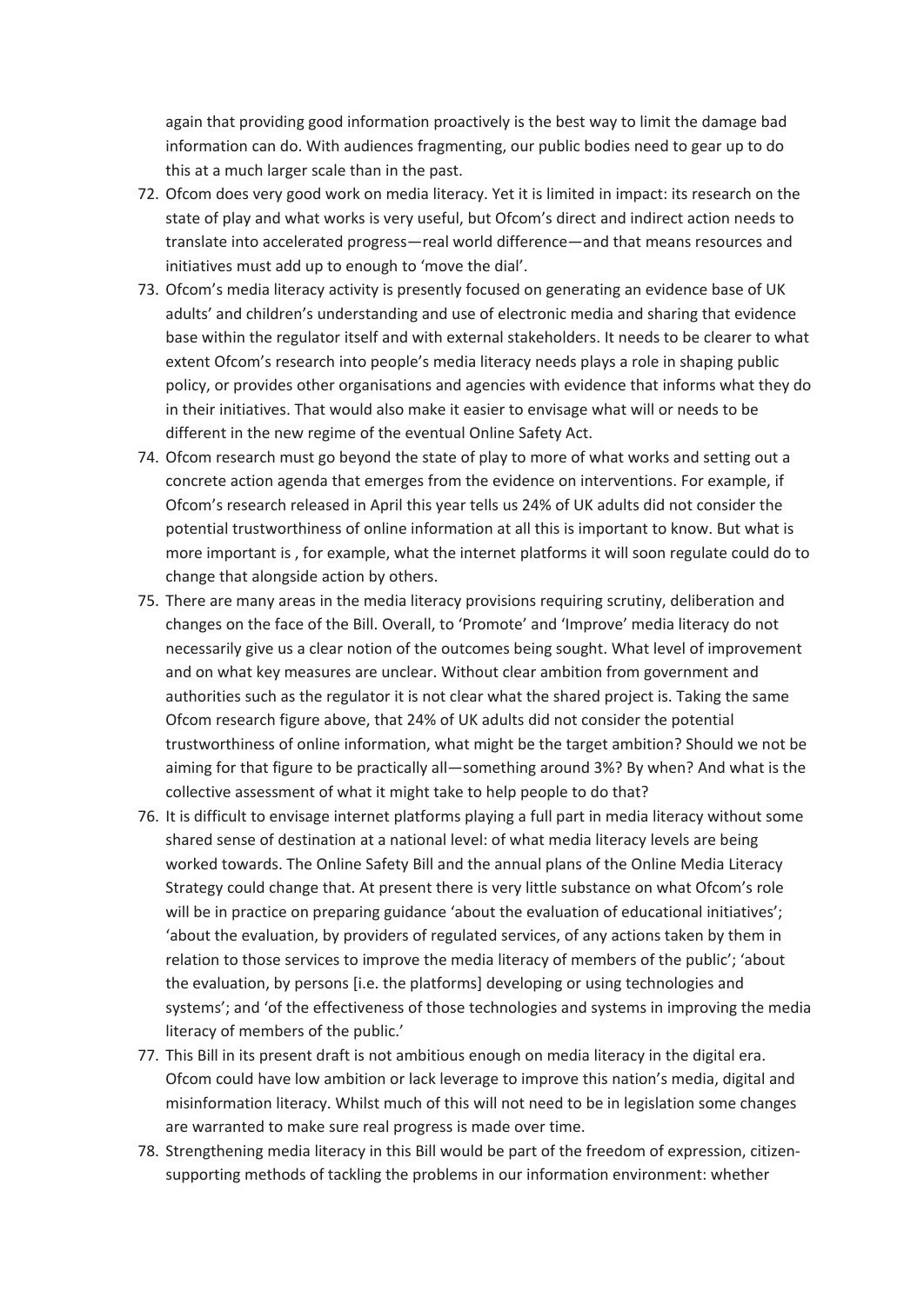again that providing good information proactively is the best way to limit the damage bad information can do. With audiences fragmenting, our public bodies need to gear up to do this at a much larger scale than in the past.

72. Ofcom does very good work on media literacy. Yet it is limited in impact: its research on the state of play and what works is very useful, but Ofcom's direct and indirect action needs to translate into accelerated progress—real world difference—and that means resources and initiatives must add up to enough to 'move the dial'.
73. Ofcom's media literacy activity is presently focused on generating an evidence base of UK adults' and children's understanding and use of electronic media and sharing that evidence base within the regulator itself and with external stakeholders. It needs to be clearer to what extent Ofcom's research into people's media literacy needs plays a role in shaping public policy, or provides other organisations and agencies with evidence that informs what they do in their initiatives. That would also make it easier to envisage what will or needs to be different in the new regime of the eventual Online Safety Act.
74. Ofcom research must go beyond the state of play to more of what works and setting out a concrete action agenda that emerges from the evidence on interventions. For example, if Ofcom's research released in April this year tells us 24% of UK adults did not consider the potential trustworthiness of online information at all this is important to know. But what is more important is , for example, what the internet platforms it will soon regulate could do to change that alongside action by others.
75. There are many areas in the media literacy provisions requiring scrutiny, deliberation and changes on the face of the Bill. Overall, to 'Promote' and 'Improve' media literacy do not necessarily give us a clear notion of the outcomes being sought. What level of improvement and on what key measures are unclear. Without clear ambition from government and authorities such as the regulator it is not clear what the shared project is. Taking the same Ofcom research figure above, that 24% of UK adults did not consider the potential trustworthiness of online information, what might be the target ambition? Should we not be aiming for that figure to be practically all—something around 3%? By when? And what is the collective assessment of what it might take to help people to do that?
76. It is difficult to envisage internet platforms playing a full part in media literacy without some shared sense of destination at a national level: of what media literacy levels are being worked towards. The Online Safety Bill and the annual plans of the Online Media Literacy Strategy could change that. At present there is very little substance on what Ofcom's role will be in practice on preparing guidance 'about the evaluation of educational initiatives'; 'about the evaluation, by providers of regulated services, of any actions taken by them in relation to those services to improve the media literacy of members of the public'; 'about the evaluation, by persons [i.e. the platforms] developing or using technologies and systems'; and 'of the effectiveness of those technologies and systems in improving the media literacy of members of the public.'
77. This Bill in its present draft is not ambitious enough on media literacy in the digital era. Ofcom could have low ambition or lack leverage to improve this nation's media, digital and misinformation literacy. Whilst much of this will not need to be in legislation some changes are warranted to make sure real progress is made over time.
78. Strengthening media literacy in this Bill would be part of the freedom of expression, citizen-supporting methods of tackling the problems in our information environment: whether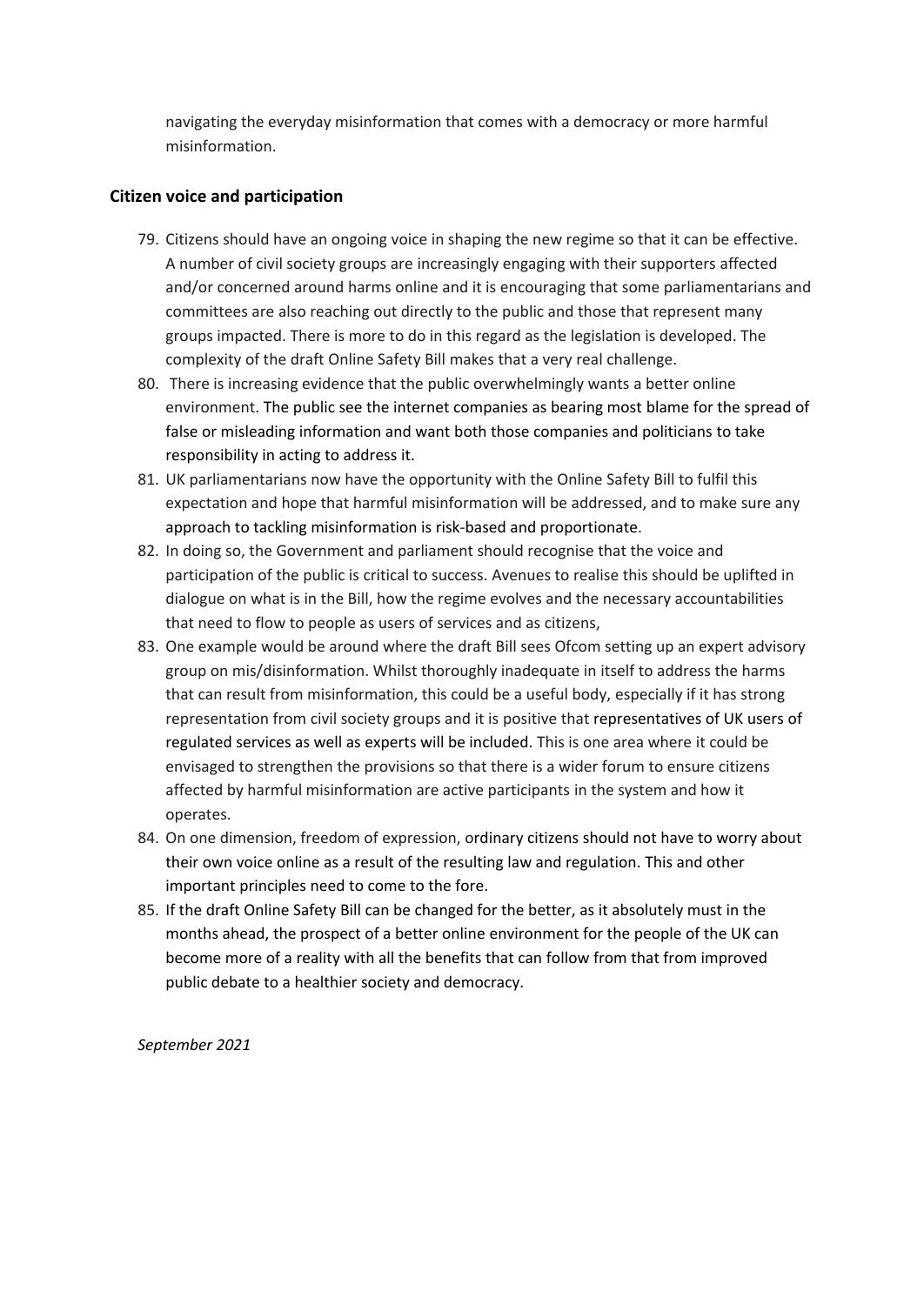navigating the everyday misinformation that comes with a democracy or more harmful misinformation.

### Citizen voice and participation

79. Citizens should have an ongoing voice in shaping the new regime so that it can be effective. A number of civil society groups are increasingly engaging with their supporters affected and/or concerned around harms online and it is encouraging that some parliamentarians and committees are also reaching out directly to the public and those that represent many groups impacted. There is more to do in this regard as the legislation is developed. The complexity of the draft Online Safety Bill makes that a very real challenge.
80. There is increasing evidence that the public overwhelmingly wants a better online environment. The public see the internet companies as bearing most blame for the spread of false or misleading information and want both those companies and politicians to take responsibility in acting to address it.
81. UK parliamentarians now have the opportunity with the Online Safety Bill to fulfil this expectation and hope that harmful misinformation will be addressed, and to make sure any approach to tackling misinformation is risk-based and proportionate.
82. In doing so, the Government and parliament should recognise that the voice and participation of the public is critical to success. Avenues to realise this should be uplifted in dialogue on what is in the Bill, how the regime evolves and the necessary accountabilities that need to flow to people as users of services and as citizens,
83. One example would be around where the draft Bill sees Ofcom setting up an expert advisory group on mis/disinformation. Whilst thoroughly inadequate in itself to address the harms that can result from misinformation, this could be a useful body, especially if it has strong representation from civil society groups and it is positive that representatives of UK users of regulated services as well as experts will be included. This is one area where it could be envisaged to strengthen the provisions so that there is a wider forum to ensure citizens affected by harmful misinformation are active participants in the system and how it operates.
84. On one dimension, freedom of expression, ordinary citizens should not have to worry about their own voice online as a result of the resulting law and regulation. This and other important principles need to come to the fore.
85. If the draft Online Safety Bill can be changed for the better, as it absolutely must in the months ahead, the prospect of a better online environment for the people of the UK can become more of a reality with all the benefits that can follow from that from improved public debate to a healthier society and democracy.

*September 2021*